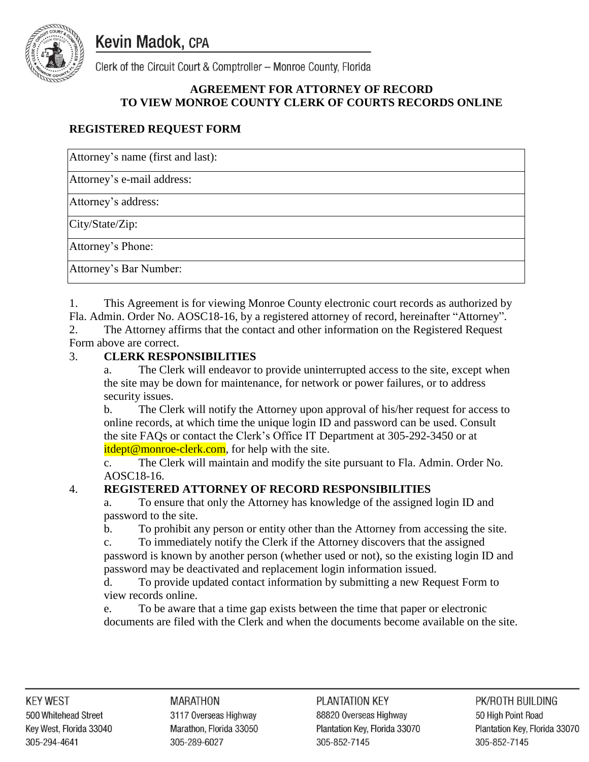# Kevin Madok, CPA

Clerk of the Circuit Court & Comptroller – Monroe County, Florida

## AGREEMENT FOR ATTORNEY OF RECORD TO VIEW MONROE COUNTY CLERK OF COURTS RECORDS ONLINE

### REGISTERED REQUEST FORM

| Attorney's name (first and last): |
|---|
| Attorney's e-mail address: |
| Attorney's address: |
| City/State/Zip: |
| Attorney's Phone: |
| Attorney's Bar Number: |

1. This Agreement is for viewing Monroe County electronic court records as authorized by Fla. Admin. Order No. AOSC18-16, by a registered attorney of record, hereinafter "Attorney".
2. The Attorney affirms that the contact and other information on the Registered Request Form above are correct.
3. **CLERK RESPONSIBILITIES**
   a. The Clerk will endeavor to provide uninterrupted access to the site, except when the site may be down for maintenance, for network or power failures, or to address security issues.
   b. The Clerk will notify the Attorney upon approval of his/her request for access to online records, at which time the unique login ID and password can be used. Consult the site FAQs or contact the Clerk's Office IT Department at 305-292-3450 or at itdept@monroe-clerk.com, for help with the site.
   c. The Clerk will maintain and modify the site pursuant to Fla. Admin. Order No. AOSC18-16.
4. **REGISTERED ATTORNEY OF RECORD RESPONSIBILITIES**
   a. To ensure that only the Attorney has knowledge of the assigned login ID and password to the site.
   b. To prohibit any person or entity other than the Attorney from accessing the site.
   c. To immediately notify the Clerk if the Attorney discovers that the assigned password is known by another person (whether used or not), so the existing login ID and password may be deactivated and replacement login information issued.
   d. To provide updated contact information by submitting a new Request Form to view records online.
   e. To be aware that a time gap exists between the time that paper or electronic documents are filed with the Clerk and when the documents become available on the site.

KEY WEST
500 Whitehead Street
Key West, Florida 33040
305-294-4641

MARATHON
3117 Overseas Highway
Marathon, Florida 33050
305-289-6027

PLANTATION KEY
88820 Overseas Highway
Plantation Key, Florida 33070
305-852-7145

PK/ROTH BUILDING
50 High Point Road
Plantation Key, Florida 33070
305-852-7145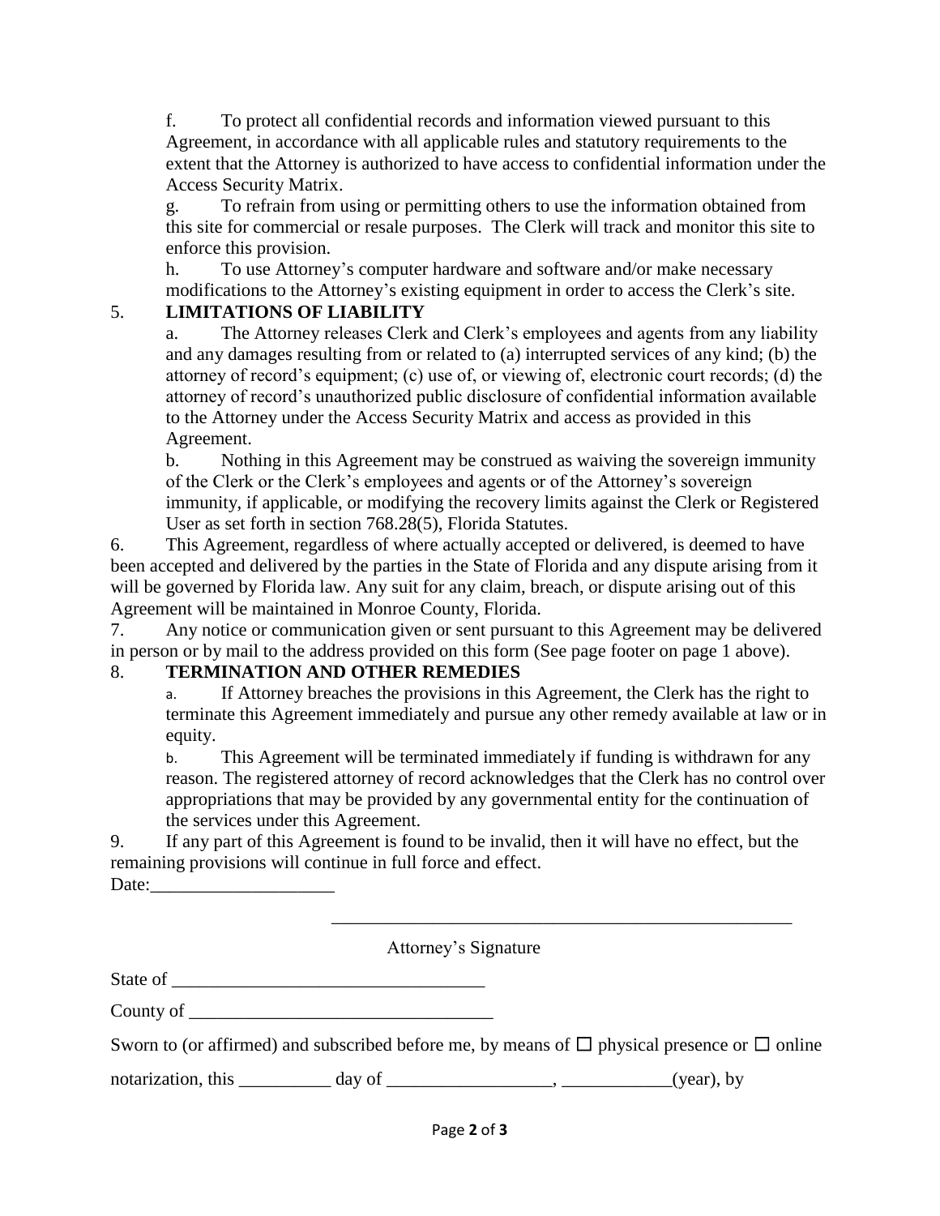f. To protect all confidential records and information viewed pursuant to this Agreement, in accordance with all applicable rules and statutory requirements to the extent that the Attorney is authorized to have access to confidential information under the Access Security Matrix.

g. To refrain from using or permitting others to use the information obtained from this site for commercial or resale purposes. The Clerk will track and monitor this site to enforce this provision.

h. To use Attorney's computer hardware and software and/or make necessary modifications to the Attorney's existing equipment in order to access the Clerk's site.

5. **LIMITATIONS OF LIABILITY**

a. The Attorney releases Clerk and Clerk's employees and agents from any liability and any damages resulting from or related to (a) interrupted services of any kind; (b) the attorney of record's equipment; (c) use of, or viewing of, electronic court records; (d) the attorney of record's unauthorized public disclosure of confidential information available to the Attorney under the Access Security Matrix and access as provided in this Agreement.

b. Nothing in this Agreement may be construed as waiving the sovereign immunity of the Clerk or the Clerk's employees and agents or of the Attorney's sovereign immunity, if applicable, or modifying the recovery limits against the Clerk or Registered User as set forth in section 768.28(5), Florida Statutes.

6. This Agreement, regardless of where actually accepted or delivered, is deemed to have been accepted and delivered by the parties in the State of Florida and any dispute arising from it will be governed by Florida law. Any suit for any claim, breach, or dispute arising out of this Agreement will be maintained in Monroe County, Florida.

7. Any notice or communication given or sent pursuant to this Agreement may be delivered in person or by mail to the address provided on this form (See page footer on page 1 above).

8. **TERMINATION AND OTHER REMEDIES**

a. If Attorney breaches the provisions in this Agreement, the Clerk has the right to terminate this Agreement immediately and pursue any other remedy available at law or in equity.

b. This Agreement will be terminated immediately if funding is withdrawn for any reason. The registered attorney of record acknowledges that the Clerk has no control over appropriations that may be provided by any governmental entity for the continuation of the services under this Agreement.

9. If any part of this Agreement is found to be invalid, then it will have no effect, but the remaining provisions will continue in full force and effect.

Date:____________________

_____________________________________________________

Attorney's Signature

State of __________________________________

County of _________________________________

Sworn to (or affirmed) and subscribed before me, by means of ☐ physical presence or ☐ online notarization, this __________ day of __________________, ____________(year), by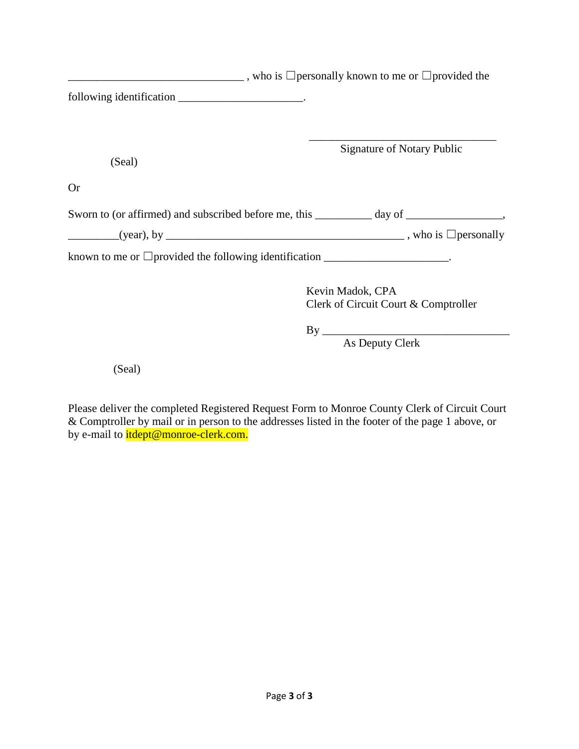_______________________________ , who is ☐personally known to me or ☐provided the following identification ______________________.

___________________________________
Signature of Notary Public

(Seal)

Or

Sworn to (or affirmed) and subscribed before me, this __________ day of _________________, _________(year), by ____________________________________________ , who is ☐personally known to me or ☐provided the following identification ______________________.

Kevin Madok, CPA
Clerk of Circuit Court & Comptroller

By ___________________________________
As Deputy Clerk

(Seal)

Please deliver the completed Registered Request Form to Monroe County Clerk of Circuit Court & Comptroller by mail or in person to the addresses listed in the footer of the page 1 above, or by e-mail to itdept@monroe-clerk.com.